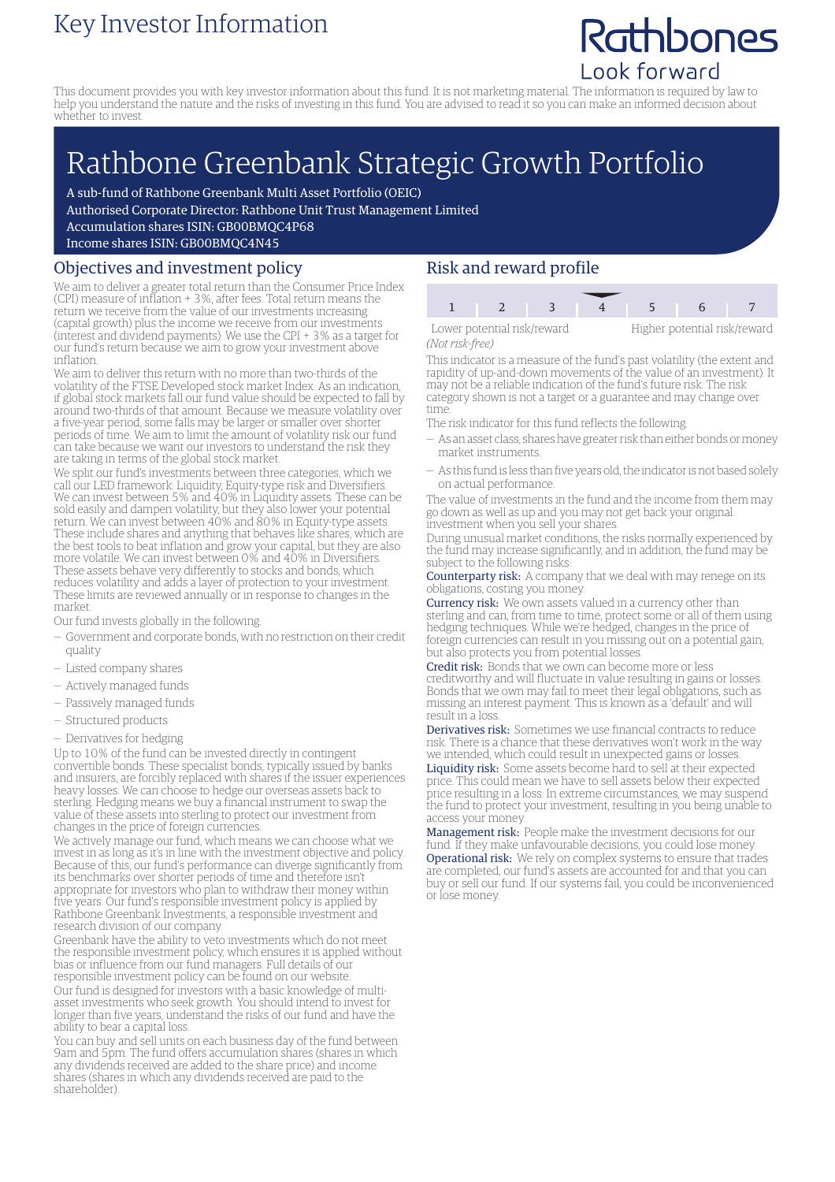# Key Investor Information

Rathbones
Look forward

This document provides you with key investor information about this fund. It is not marketing material. The information is required by law to help you understand the nature and the risks of investing in this fund. You are advised to read it so you can make an informed decision about whether to invest.

# Rathbone Greenbank Strategic Growth Portfolio

A sub-fund of Rathbone Greenbank Multi Asset Portfolio (OEIC)
Authorised Corporate Director: Rathbone Unit Trust Management Limited
Accumulation shares ISIN: GB00BMQC4P68
Income shares ISIN: GB00BMQC4N45

## Objectives and investment policy

We aim to deliver a greater total return than the Consumer Price Index (CPI) measure of inflation + 3%, after fees. Total return means the return we receive from the value of our investments increasing (capital growth) plus the income we receive from our investments (interest and dividend payments). We use the CPI + 3% as a target for our fund's return because we aim to grow your investment above inflation.

We aim to deliver this return with no more than two-thirds of the volatility of the FTSE Developed stock market Index. As an indication, if global stock markets fall our fund value should be expected to fall by around two-thirds of that amount. Because we measure volatility over a five-year period, some falls may be larger or smaller over shorter periods of time. We aim to limit the amount of volatility risk our fund can take because we want our investors to understand the risk they are taking in terms of the global stock market.

We split our fund's investments between three categories, which we call our LED framework: Liquidity, Equity-type risk and Diversifiers. We can invest between 5% and 40% in Liquidity assets. These can be sold easily and dampen volatility, but they also lower your potential return. We can invest between 40% and 80% in Equity-type assets. These include shares and anything that behaves like shares, which are the best tools to beat inflation and grow your capital, but they are also more volatile. We can invest between 0% and 40% in Diversifiers. These assets behave very differently to stocks and bonds, which reduces volatility and adds a layer of protection to your investment. These limits are reviewed annually or in response to changes in the market.

Our fund invests globally in the following:

- Government and corporate bonds, with no restriction on their credit quality
- Listed company shares
- Actively managed funds
- Passively managed funds
- Structured products
- Derivatives for hedging

Up to 10% of the fund can be invested directly in contingent convertible bonds. These specialist bonds, typically issued by banks and insurers, are forcibly replaced with shares if the issuer experiences heavy losses. We can choose to hedge our overseas assets back to sterling. Hedging means we buy a financial instrument to swap the value of these assets into sterling to protect our investment from changes in the price of foreign currencies.

We actively manage our fund, which means we can choose what we invest in as long as it's in line with the investment objective and policy. Because of this, our fund's performance can diverge significantly from its benchmarks over shorter periods of time and therefore isn't appropriate for investors who plan to withdraw their money within five years. Our fund's responsible investment policy is applied by Rathbone Greenbank Investments, a responsible investment and research division of our company.

Greenbank have the ability to veto investments which do not meet the responsible investment policy, which ensures it is applied without bias or influence from our fund managers. Full details of our responsible investment policy can be found on our website.

Our fund is designed for investors with a basic knowledge of multi-asset investments who seek growth. You should intend to invest for longer than five years, understand the risks of our fund and have the ability to bear a capital loss.

You can buy and sell units on each business day of the fund between 9am and 5pm. The fund offers accumulation shares (shares in which any dividends received are added to the share price) and income shares (shares in which any dividends received are paid to the shareholder).

## Risk and reward profile

| 1 | 2 | 3 | **4** | 5 | 6 | 7 |
|---|---|---|---|---|---|---|

Lower potential risk/reward *(Not risk-free)* — Higher potential risk/reward

This indicator is a measure of the fund's past volatility (the extent and rapidity of up-and-down movements of the value of an investment). It may not be a reliable indication of the fund's future risk. The risk category shown is not a target or a guarantee and may change over time.

The risk indicator for this fund reflects the following:

- As an asset class, shares have greater risk than either bonds or money market instruments.
- As this fund is less than five years old, the indicator is not based solely on actual performance.

The value of investments in the fund and the income from them may go down as well as up and you may not get back your original investment when you sell your shares.

During unusual market conditions, the risks normally experienced by the fund may increase significantly, and in addition, the fund may be subject to the following risks:

**Counterparty risk:** A company that we deal with may renege on its obligations, costing you money.

**Currency risk:** We own assets valued in a currency other than sterling and can, from time to time, protect some or all of them using hedging techniques. While we're hedged, changes in the price of foreign currencies can result in you missing out on a potential gain, but also protects you from potential losses.

**Credit risk:** Bonds that we own can become more or less creditworthy and will fluctuate in value resulting in gains or losses. Bonds that we own may fail to meet their legal obligations, such as missing an interest payment. This is known as a 'default' and will result in a loss.

**Derivatives risk:** Sometimes we use financial contracts to reduce risk. There is a chance that these derivatives won't work in the way we intended, which could result in unexpected gains or losses.

**Liquidity risk:** Some assets become hard to sell at their expected price. This could mean we have to sell assets below their expected price resulting in a loss. In extreme circumstances, we may suspend the fund to protect your investment, resulting in you being unable to access your money.

**Management risk:** People make the investment decisions for our fund. If they make unfavourable decisions, you could lose money.

**Operational risk:** We rely on complex systems to ensure that trades are completed, our fund's assets are accounted for and that you can buy or sell our fund. If our systems fail, you could be inconvenienced or lose money.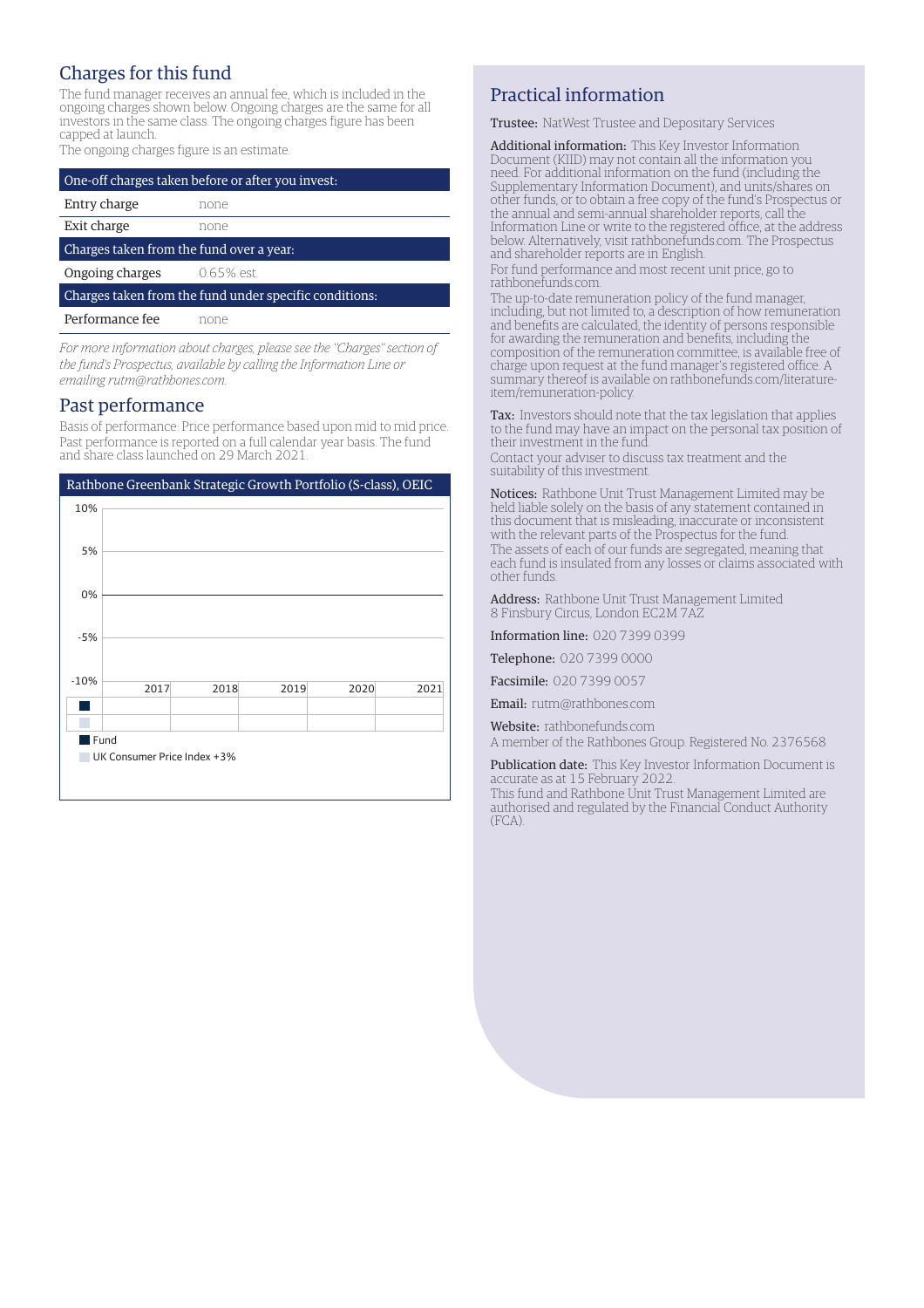## Charges for this fund

The fund manager receives an annual fee, which is included in the ongoing charges shown below. Ongoing charges are the same for all investors in the same class. The ongoing charges figure has been capped at launch.
The ongoing charges figure is an estimate.

| One-off charges taken before or after you invest: | |
|---|---|
| Entry charge | none |
| Exit charge | none |
| **Charges taken from the fund over a year:** | |
| Ongoing charges | 0.65% est. |
| **Charges taken from the fund under specific conditions:** | |
| Performance fee | none |

*For more information about charges, please see the "Charges" section of the fund's Prospectus, available by calling the Information Line or emailing rutm@rathbones.com.*

## Past performance

Basis of performance: Price performance based upon mid to mid price.
Past performance is reported on a full calendar year basis. The fund and share class launched on 29 March 2021.

Rathbone Greenbank Strategic Growth Portfolio (S-class), OEIC

10%
5%
0%
-5%
-10%
2017 2018 2019 2020 2021
Fund
UK Consumer Price Index +3%

## Practical information

**Trustee:** NatWest Trustee and Depositary Services

**Additional information:** This Key Investor Information Document (KIID) may not contain all the information you need. For additional information on the fund (including the Supplementary Information Document), and units/shares on other funds, or to obtain a free copy of the fund's Prospectus or the annual and semi-annual shareholder reports, call the Information Line or write to the registered office, at the address below. Alternatively, visit rathbonefunds.com. The Prospectus and shareholder reports are in English.
For fund performance and most recent unit price, go to rathbonefunds.com.
The up-to-date remuneration policy of the fund manager, including, but not limited to, a description of how remuneration and benefits are calculated, the identity of persons responsible for awarding the remuneration and benefits, including the composition of the remuneration committee, is available free of charge upon request at the fund manager's registered office. A summary thereof is available on rathbonefunds.com/literature-item/remuneration-policy.

**Tax:** Investors should note that the tax legislation that applies to the fund may have an impact on the personal tax position of their investment in the fund.
Contact your adviser to discuss tax treatment and the suitability of this investment.

**Notices:** Rathbone Unit Trust Management Limited may be held liable solely on the basis of any statement contained in this document that is misleading, inaccurate or inconsistent with the relevant parts of the Prospectus for the fund.
The assets of each of our funds are segregated, meaning that each fund is insulated from any losses or claims associated with other funds.

**Address:** Rathbone Unit Trust Management Limited
8 Finsbury Circus, London EC2M 7AZ

**Information line:** 020 7399 0399

**Telephone:** 020 7399 0000

**Facsimile:** 020 7399 0057

**Email:** rutm@rathbones.com

**Website:** rathbonefunds.com
A member of the Rathbones Group. Registered No. 2376568

**Publication date:** This Key Investor Information Document is accurate as at 15 February 2022.
This fund and Rathbone Unit Trust Management Limited are authorised and regulated by the Financial Conduct Authority (FCA).